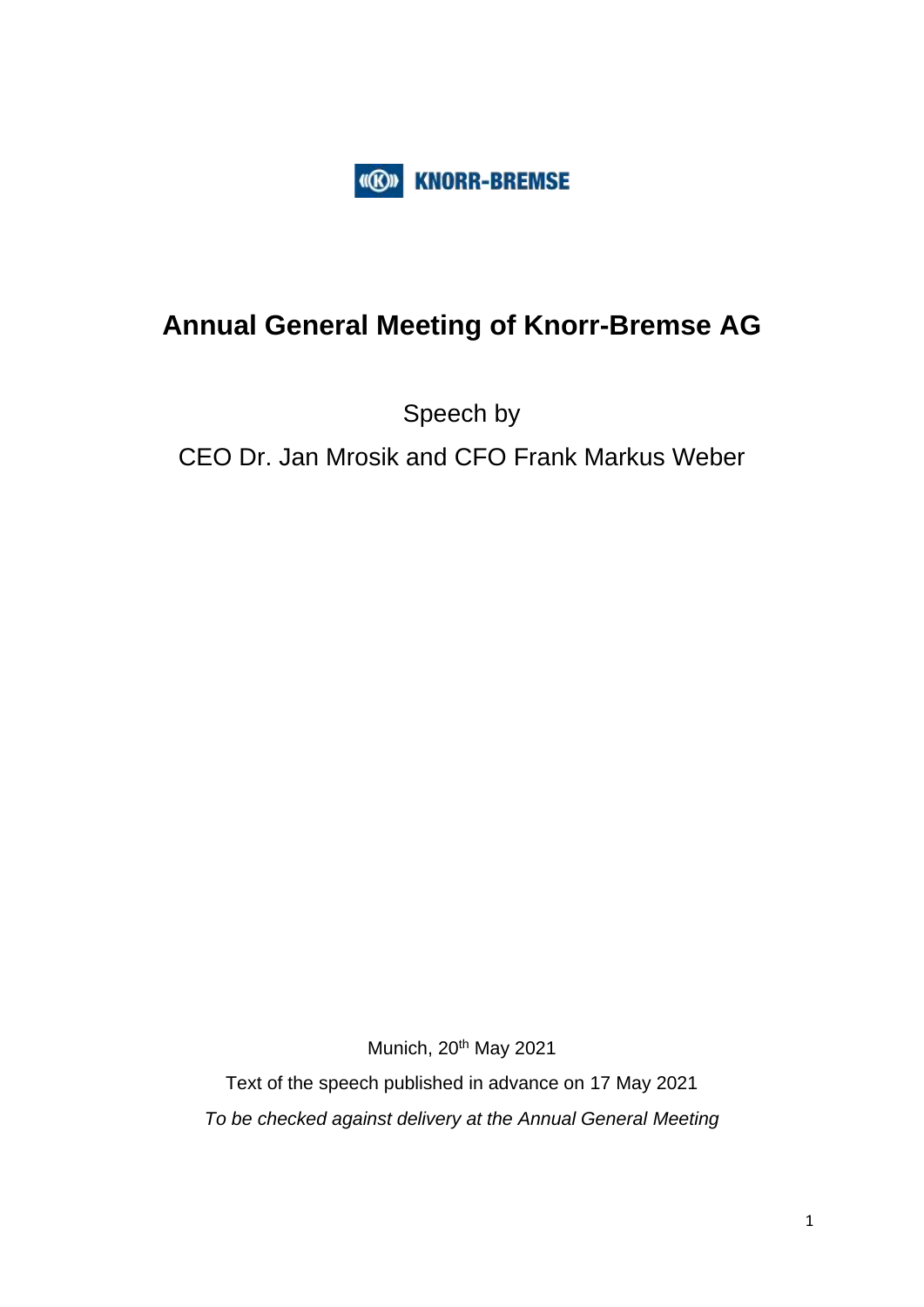KNORR-BREMSE

# Annual General Meeting of Knorr-Bremse AG

Speech by

CEO Dr. Jan Mrosik and CFO Frank Markus Weber

Munich, 20th May 2021

Text of the speech published in advance on 17 May 2021

*To be checked against delivery at the Annual General Meeting*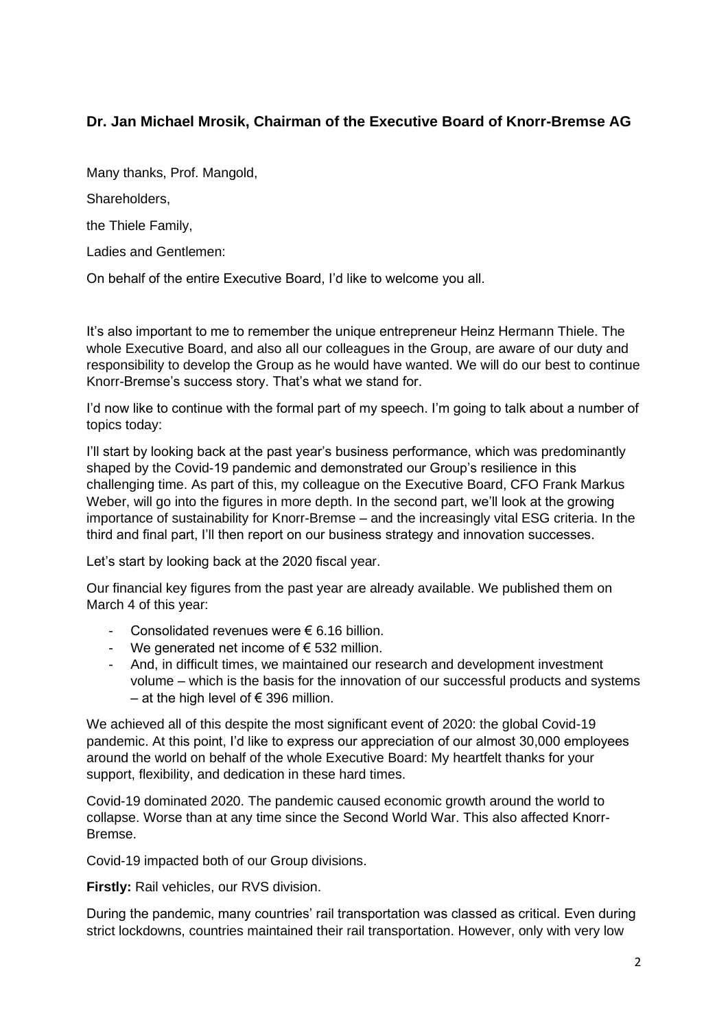**Dr. Jan Michael Mrosik, Chairman of the Executive Board of Knorr-Bremse AG**

Many thanks, Prof. Mangold,

Shareholders,

the Thiele Family,

Ladies and Gentlemen:

On behalf of the entire Executive Board, I'd like to welcome you all.

It's also important to me to remember the unique entrepreneur Heinz Hermann Thiele. The whole Executive Board, and also all our colleagues in the Group, are aware of our duty and responsibility to develop the Group as he would have wanted. We will do our best to continue Knorr-Bremse's success story. That's what we stand for.

I'd now like to continue with the formal part of my speech. I'm going to talk about a number of topics today:

I'll start by looking back at the past year's business performance, which was predominantly shaped by the Covid-19 pandemic and demonstrated our Group's resilience in this challenging time. As part of this, my colleague on the Executive Board, CFO Frank Markus Weber, will go into the figures in more depth. In the second part, we'll look at the growing importance of sustainability for Knorr-Bremse – and the increasingly vital ESG criteria. In the third and final part, I'll then report on our business strategy and innovation successes.

Let's start by looking back at the 2020 fiscal year.

Our financial key figures from the past year are already available. We published them on March 4 of this year:

- Consolidated revenues were € 6.16 billion.
- We generated net income of € 532 million.
- And, in difficult times, we maintained our research and development investment volume – which is the basis for the innovation of our successful products and systems – at the high level of € 396 million.

We achieved all of this despite the most significant event of 2020: the global Covid-19 pandemic. At this point, I'd like to express our appreciation of our almost 30,000 employees around the world on behalf of the whole Executive Board: My heartfelt thanks for your support, flexibility, and dedication in these hard times.

Covid-19 dominated 2020. The pandemic caused economic growth around the world to collapse. Worse than at any time since the Second World War. This also affected Knorr-Bremse.

Covid-19 impacted both of our Group divisions.

**Firstly:** Rail vehicles, our RVS division.

During the pandemic, many countries' rail transportation was classed as critical. Even during strict lockdowns, countries maintained their rail transportation. However, only with very low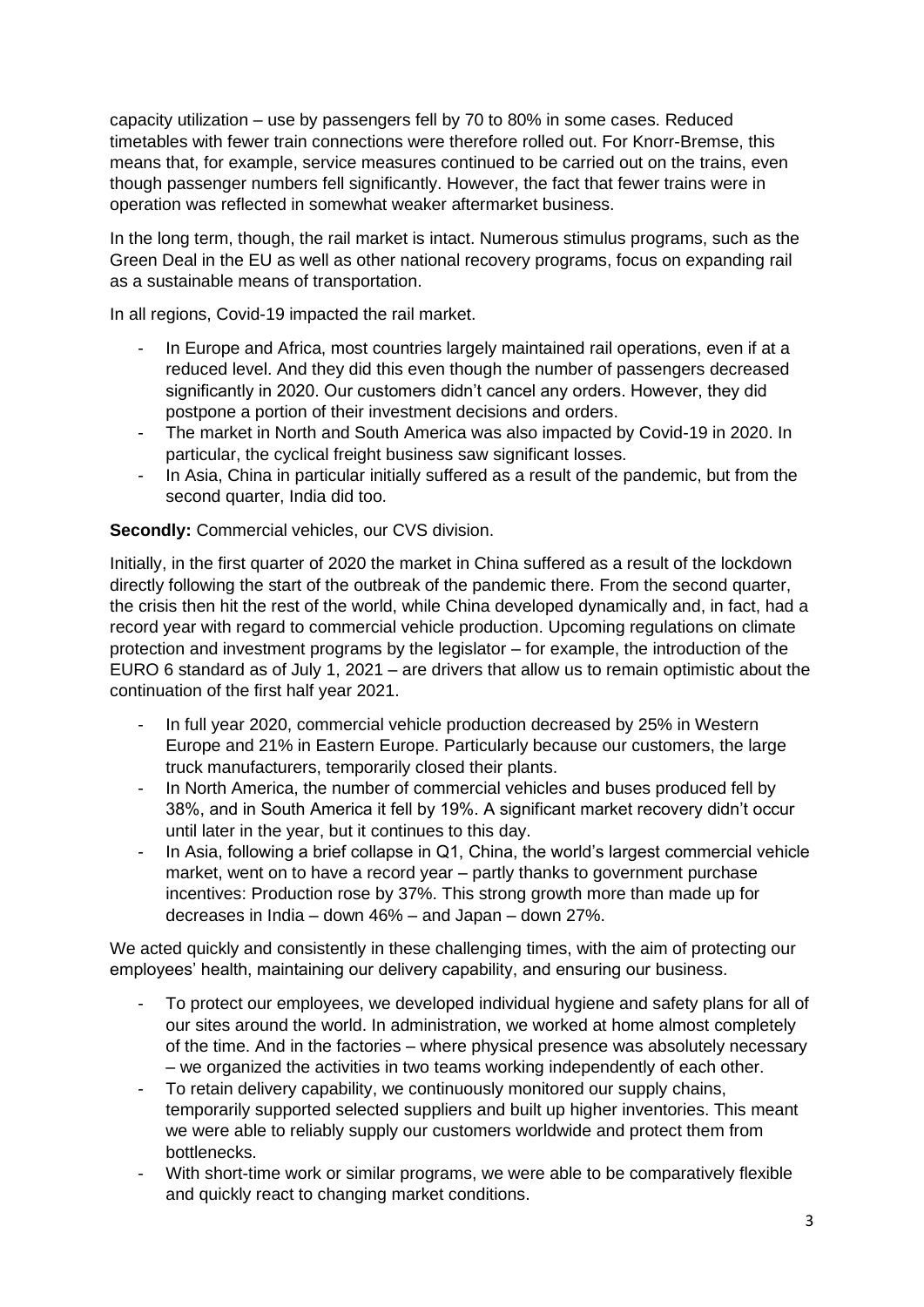capacity utilization – use by passengers fell by 70 to 80% in some cases. Reduced timetables with fewer train connections were therefore rolled out. For Knorr-Bremse, this means that, for example, service measures continued to be carried out on the trains, even though passenger numbers fell significantly. However, the fact that fewer trains were in operation was reflected in somewhat weaker aftermarket business.

In the long term, though, the rail market is intact. Numerous stimulus programs, such as the Green Deal in the EU as well as other national recovery programs, focus on expanding rail as a sustainable means of transportation.

In all regions, Covid-19 impacted the rail market.

- In Europe and Africa, most countries largely maintained rail operations, even if at a reduced level. And they did this even though the number of passengers decreased significantly in 2020. Our customers didn't cancel any orders. However, they did postpone a portion of their investment decisions and orders.
- The market in North and South America was also impacted by Covid-19 in 2020. In particular, the cyclical freight business saw significant losses.
- In Asia, China in particular initially suffered as a result of the pandemic, but from the second quarter, India did too.

**Secondly:** Commercial vehicles, our CVS division.

Initially, in the first quarter of 2020 the market in China suffered as a result of the lockdown directly following the start of the outbreak of the pandemic there. From the second quarter, the crisis then hit the rest of the world, while China developed dynamically and, in fact, had a record year with regard to commercial vehicle production. Upcoming regulations on climate protection and investment programs by the legislator – for example, the introduction of the EURO 6 standard as of July 1, 2021 – are drivers that allow us to remain optimistic about the continuation of the first half year 2021.

- In full year 2020, commercial vehicle production decreased by 25% in Western Europe and 21% in Eastern Europe. Particularly because our customers, the large truck manufacturers, temporarily closed their plants.
- In North America, the number of commercial vehicles and buses produced fell by 38%, and in South America it fell by 19%. A significant market recovery didn't occur until later in the year, but it continues to this day.
- In Asia, following a brief collapse in Q1, China, the world's largest commercial vehicle market, went on to have a record year – partly thanks to government purchase incentives: Production rose by 37%. This strong growth more than made up for decreases in India – down 46% – and Japan – down 27%.

We acted quickly and consistently in these challenging times, with the aim of protecting our employees' health, maintaining our delivery capability, and ensuring our business.

- To protect our employees, we developed individual hygiene and safety plans for all of our sites around the world. In administration, we worked at home almost completely of the time. And in the factories – where physical presence was absolutely necessary – we organized the activities in two teams working independently of each other.
- To retain delivery capability, we continuously monitored our supply chains, temporarily supported selected suppliers and built up higher inventories. This meant we were able to reliably supply our customers worldwide and protect them from bottlenecks.
- With short-time work or similar programs, we were able to be comparatively flexible and quickly react to changing market conditions.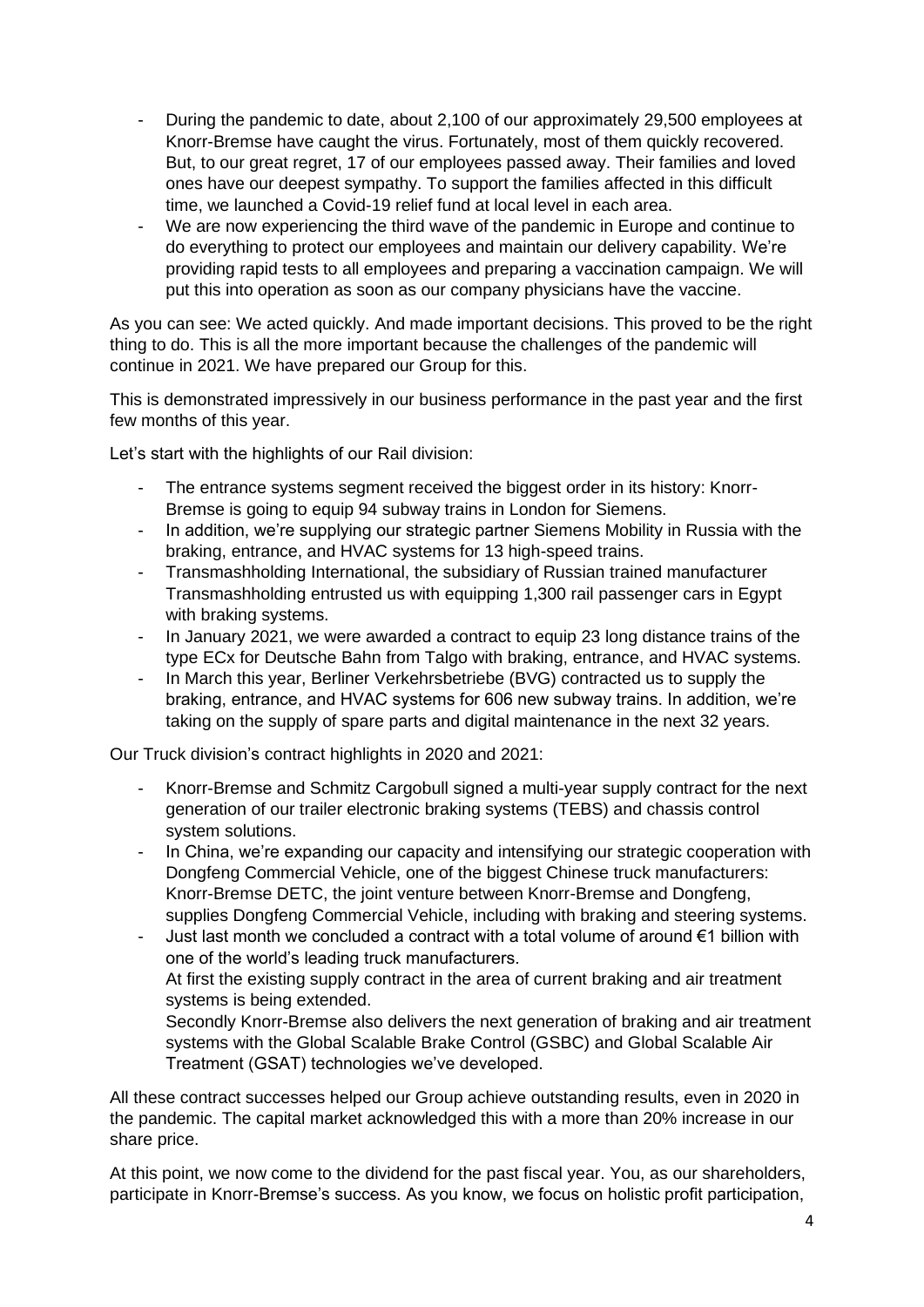- During the pandemic to date, about 2,100 of our approximately 29,500 employees at Knorr-Bremse have caught the virus. Fortunately, most of them quickly recovered. But, to our great regret, 17 of our employees passed away. Their families and loved ones have our deepest sympathy. To support the families affected in this difficult time, we launched a Covid-19 relief fund at local level in each area.
- We are now experiencing the third wave of the pandemic in Europe and continue to do everything to protect our employees and maintain our delivery capability. We're providing rapid tests to all employees and preparing a vaccination campaign. We will put this into operation as soon as our company physicians have the vaccine.

As you can see: We acted quickly. And made important decisions. This proved to be the right thing to do. This is all the more important because the challenges of the pandemic will continue in 2021. We have prepared our Group for this.

This is demonstrated impressively in our business performance in the past year and the first few months of this year.

Let's start with the highlights of our Rail division:

- The entrance systems segment received the biggest order in its history: Knorr-Bremse is going to equip 94 subway trains in London for Siemens.
- In addition, we're supplying our strategic partner Siemens Mobility in Russia with the braking, entrance, and HVAC systems for 13 high-speed trains.
- Transmashholding International, the subsidiary of Russian trained manufacturer Transmashholding entrusted us with equipping 1,300 rail passenger cars in Egypt with braking systems.
- In January 2021, we were awarded a contract to equip 23 long distance trains of the type ECx for Deutsche Bahn from Talgo with braking, entrance, and HVAC systems.
- In March this year, Berliner Verkehrsbetriebe (BVG) contracted us to supply the braking, entrance, and HVAC systems for 606 new subway trains. In addition, we're taking on the supply of spare parts and digital maintenance in the next 32 years.

Our Truck division's contract highlights in 2020 and 2021:

- Knorr-Bremse and Schmitz Cargobull signed a multi-year supply contract for the next generation of our trailer electronic braking systems (TEBS) and chassis control system solutions.
- In China, we're expanding our capacity and intensifying our strategic cooperation with Dongfeng Commercial Vehicle, one of the biggest Chinese truck manufacturers: Knorr-Bremse DETC, the joint venture between Knorr-Bremse and Dongfeng, supplies Dongfeng Commercial Vehicle, including with braking and steering systems.
- Just last month we concluded a contract with a total volume of around €1 billion with one of the world's leading truck manufacturers.
  At first the existing supply contract in the area of current braking and air treatment systems is being extended.
  Secondly Knorr-Bremse also delivers the next generation of braking and air treatment systems with the Global Scalable Brake Control (GSBC) and Global Scalable Air Treatment (GSAT) technologies we've developed.

All these contract successes helped our Group achieve outstanding results, even in 2020 in the pandemic. The capital market acknowledged this with a more than 20% increase in our share price.

At this point, we now come to the dividend for the past fiscal year. You, as our shareholders, participate in Knorr-Bremse's success. As you know, we focus on holistic profit participation,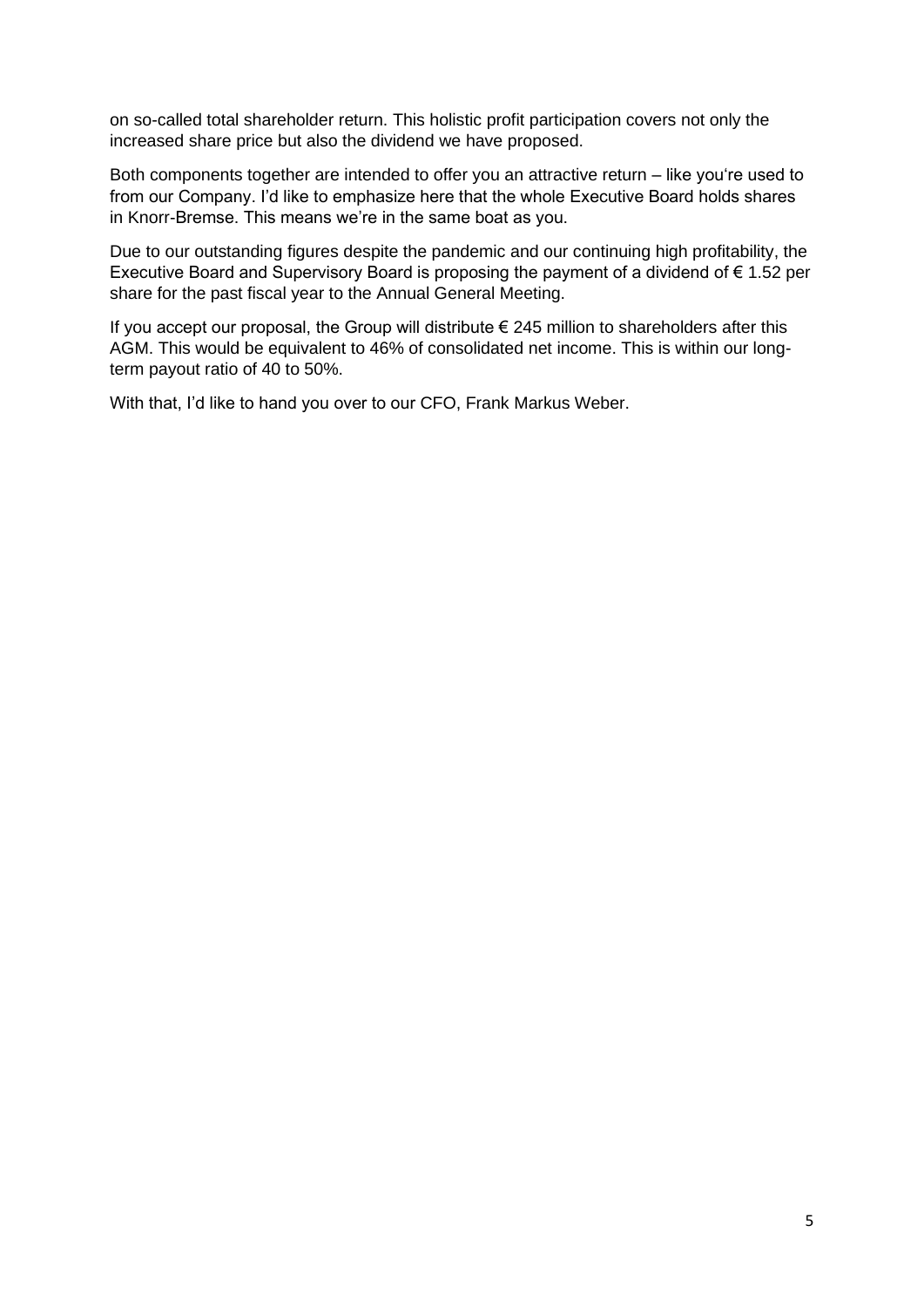on so-called total shareholder return. This holistic profit participation covers not only the increased share price but also the dividend we have proposed.

Both components together are intended to offer you an attractive return – like you‘re used to from our Company. I’d like to emphasize here that the whole Executive Board holds shares in Knorr-Bremse. This means we’re in the same boat as you.

Due to our outstanding figures despite the pandemic and our continuing high profitability, the Executive Board and Supervisory Board is proposing the payment of a dividend of € 1.52 per share for the past fiscal year to the Annual General Meeting.

If you accept our proposal, the Group will distribute € 245 million to shareholders after this AGM. This would be equivalent to 46% of consolidated net income. This is within our long-term payout ratio of 40 to 50%.

With that, I’d like to hand you over to our CFO, Frank Markus Weber.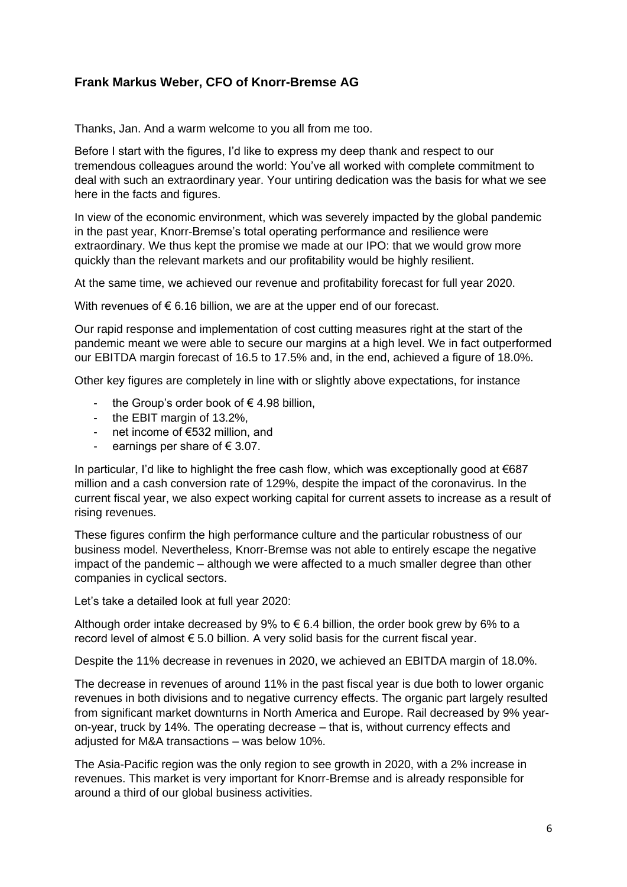### Frank Markus Weber, CFO of Knorr-Bremse AG

Thanks, Jan. And a warm welcome to you all from me too.

Before I start with the figures, I'd like to express my deep thank and respect to our tremendous colleagues around the world: You've all worked with complete commitment to deal with such an extraordinary year. Your untiring dedication was the basis for what we see here in the facts and figures.

In view of the economic environment, which was severely impacted by the global pandemic in the past year, Knorr-Bremse's total operating performance and resilience were extraordinary. We thus kept the promise we made at our IPO: that we would grow more quickly than the relevant markets and our profitability would be highly resilient.

At the same time, we achieved our revenue and profitability forecast for full year 2020.

With revenues of € 6.16 billion, we are at the upper end of our forecast.

Our rapid response and implementation of cost cutting measures right at the start of the pandemic meant we were able to secure our margins at a high level. We in fact outperformed our EBITDA margin forecast of 16.5 to 17.5% and, in the end, achieved a figure of 18.0%.

Other key figures are completely in line with or slightly above expectations, for instance

- the Group's order book of € 4.98 billion,
- the EBIT margin of 13.2%,
- net income of €532 million, and
- earnings per share of € 3.07.

In particular, I'd like to highlight the free cash flow, which was exceptionally good at €687 million and a cash conversion rate of 129%, despite the impact of the coronavirus. In the current fiscal year, we also expect working capital for current assets to increase as a result of rising revenues.

These figures confirm the high performance culture and the particular robustness of our business model. Nevertheless, Knorr-Bremse was not able to entirely escape the negative impact of the pandemic – although we were affected to a much smaller degree than other companies in cyclical sectors.

Let's take a detailed look at full year 2020:

Although order intake decreased by 9% to € 6.4 billion, the order book grew by 6% to a record level of almost € 5.0 billion. A very solid basis for the current fiscal year.

Despite the 11% decrease in revenues in 2020, we achieved an EBITDA margin of 18.0%.

The decrease in revenues of around 11% in the past fiscal year is due both to lower organic revenues in both divisions and to negative currency effects. The organic part largely resulted from significant market downturns in North America and Europe. Rail decreased by 9% year-on-year, truck by 14%. The operating decrease – that is, without currency effects and adjusted for M&A transactions – was below 10%.

The Asia-Pacific region was the only region to see growth in 2020, with a 2% increase in revenues. This market is very important for Knorr-Bremse and is already responsible for around a third of our global business activities.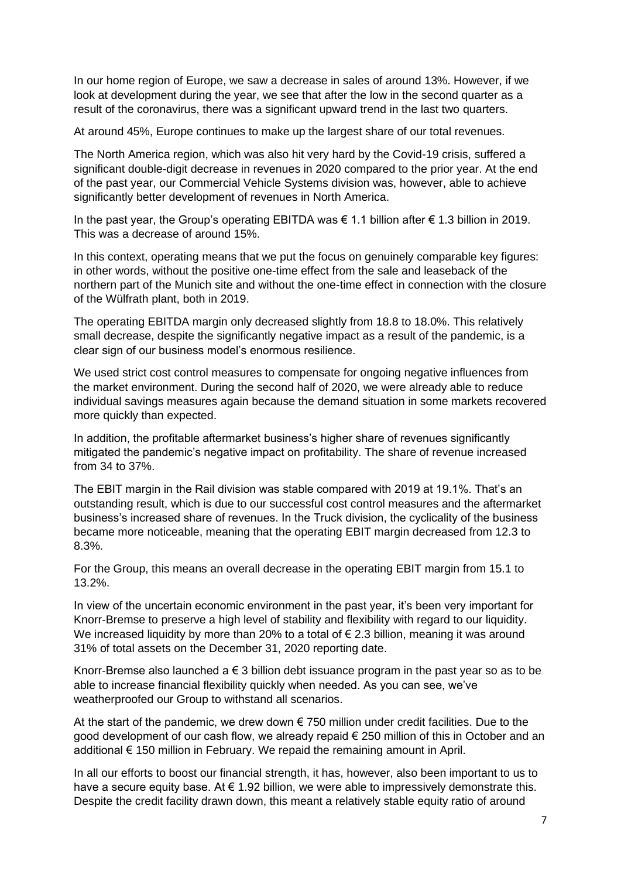In our home region of Europe, we saw a decrease in sales of around 13%. However, if we look at development during the year, we see that after the low in the second quarter as a result of the coronavirus, there was a significant upward trend in the last two quarters.

At around 45%, Europe continues to make up the largest share of our total revenues.

The North America region, which was also hit very hard by the Covid-19 crisis, suffered a significant double-digit decrease in revenues in 2020 compared to the prior year. At the end of the past year, our Commercial Vehicle Systems division was, however, able to achieve significantly better development of revenues in North America.

In the past year, the Group's operating EBITDA was € 1.1 billion after € 1.3 billion in 2019. This was a decrease of around 15%.

In this context, operating means that we put the focus on genuinely comparable key figures: in other words, without the positive one-time effect from the sale and leaseback of the northern part of the Munich site and without the one-time effect in connection with the closure of the Wülfrath plant, both in 2019.

The operating EBITDA margin only decreased slightly from 18.8 to 18.0%. This relatively small decrease, despite the significantly negative impact as a result of the pandemic, is a clear sign of our business model's enormous resilience.

We used strict cost control measures to compensate for ongoing negative influences from the market environment. During the second half of 2020, we were already able to reduce individual savings measures again because the demand situation in some markets recovered more quickly than expected.

In addition, the profitable aftermarket business's higher share of revenues significantly mitigated the pandemic's negative impact on profitability. The share of revenue increased from 34 to 37%.

The EBIT margin in the Rail division was stable compared with 2019 at 19.1%. That's an outstanding result, which is due to our successful cost control measures and the aftermarket business's increased share of revenues. In the Truck division, the cyclicality of the business became more noticeable, meaning that the operating EBIT margin decreased from 12.3 to 8.3%.

For the Group, this means an overall decrease in the operating EBIT margin from 15.1 to 13.2%.

In view of the uncertain economic environment in the past year, it's been very important for Knorr-Bremse to preserve a high level of stability and flexibility with regard to our liquidity. We increased liquidity by more than 20% to a total of € 2.3 billion, meaning it was around 31% of total assets on the December 31, 2020 reporting date.

Knorr-Bremse also launched a € 3 billion debt issuance program in the past year so as to be able to increase financial flexibility quickly when needed. As you can see, we've weatherproofed our Group to withstand all scenarios.

At the start of the pandemic, we drew down € 750 million under credit facilities. Due to the good development of our cash flow, we already repaid € 250 million of this in October and an additional € 150 million in February. We repaid the remaining amount in April.

In all our efforts to boost our financial strength, it has, however, also been important to us to have a secure equity base. At € 1.92 billion, we were able to impressively demonstrate this. Despite the credit facility drawn down, this meant a relatively stable equity ratio of around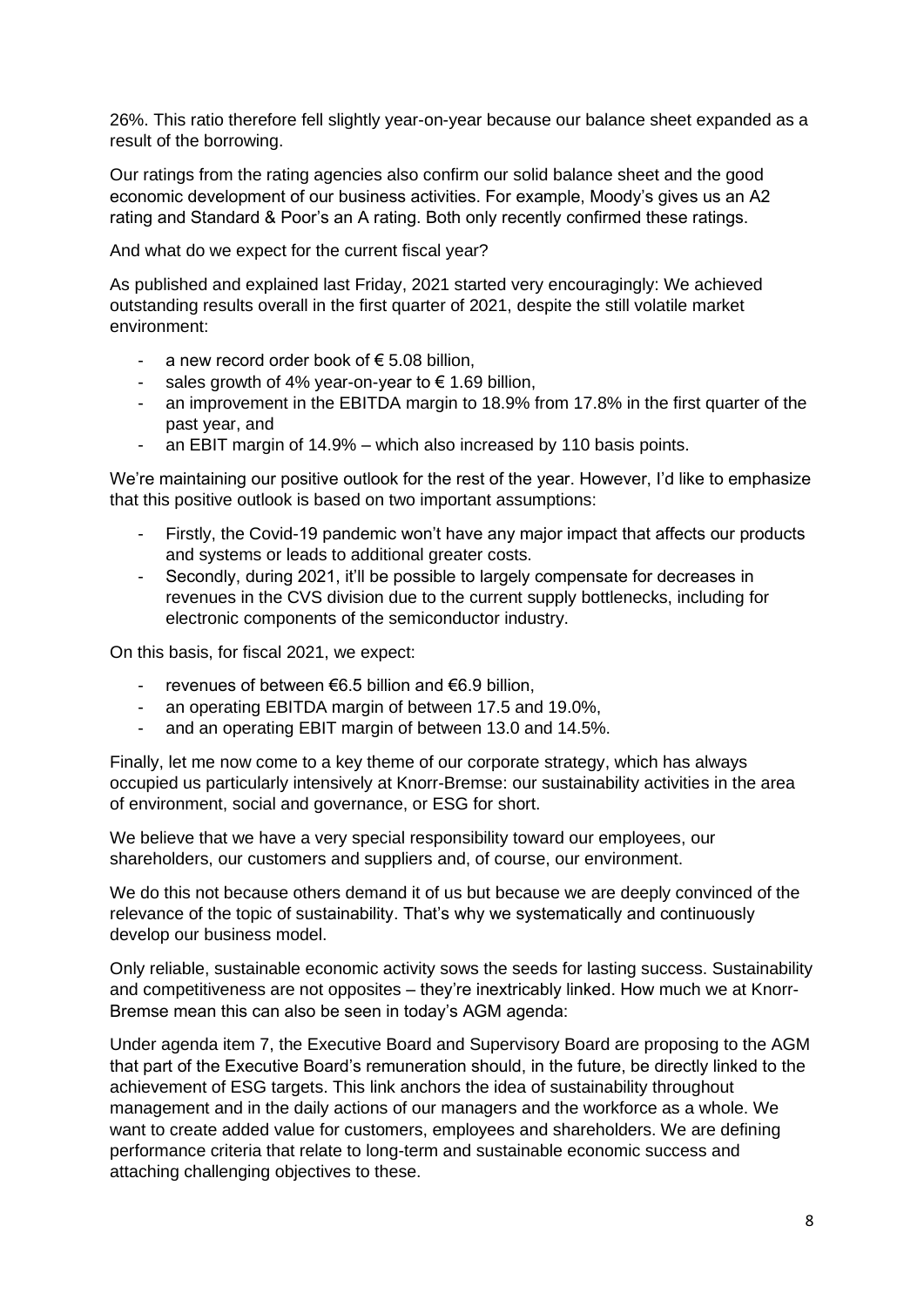26%. This ratio therefore fell slightly year-on-year because our balance sheet expanded as a result of the borrowing.

Our ratings from the rating agencies also confirm our solid balance sheet and the good economic development of our business activities. For example, Moody's gives us an A2 rating and Standard & Poor's an A rating. Both only recently confirmed these ratings.

And what do we expect for the current fiscal year?

As published and explained last Friday, 2021 started very encouragingly: We achieved outstanding results overall in the first quarter of 2021, despite the still volatile market environment:

- a new record order book of € 5.08 billion,
- sales growth of 4% year-on-year to € 1.69 billion,
- an improvement in the EBITDA margin to 18.9% from 17.8% in the first quarter of the past year, and
- an EBIT margin of 14.9% – which also increased by 110 basis points.

We're maintaining our positive outlook for the rest of the year. However, I'd like to emphasize that this positive outlook is based on two important assumptions:

- Firstly, the Covid-19 pandemic won't have any major impact that affects our products and systems or leads to additional greater costs.
- Secondly, during 2021, it'll be possible to largely compensate for decreases in revenues in the CVS division due to the current supply bottlenecks, including for electronic components of the semiconductor industry.

On this basis, for fiscal 2021, we expect:

- revenues of between €6.5 billion and €6.9 billion,
- an operating EBITDA margin of between 17.5 and 19.0%,
- and an operating EBIT margin of between 13.0 and 14.5%.

Finally, let me now come to a key theme of our corporate strategy, which has always occupied us particularly intensively at Knorr-Bremse: our sustainability activities in the area of environment, social and governance, or ESG for short.

We believe that we have a very special responsibility toward our employees, our shareholders, our customers and suppliers and, of course, our environment.

We do this not because others demand it of us but because we are deeply convinced of the relevance of the topic of sustainability. That's why we systematically and continuously develop our business model.

Only reliable, sustainable economic activity sows the seeds for lasting success. Sustainability and competitiveness are not opposites – they're inextricably linked. How much we at Knorr-Bremse mean this can also be seen in today's AGM agenda:

Under agenda item 7, the Executive Board and Supervisory Board are proposing to the AGM that part of the Executive Board's remuneration should, in the future, be directly linked to the achievement of ESG targets. This link anchors the idea of sustainability throughout management and in the daily actions of our managers and the workforce as a whole. We want to create added value for customers, employees and shareholders. We are defining performance criteria that relate to long-term and sustainable economic success and attaching challenging objectives to these.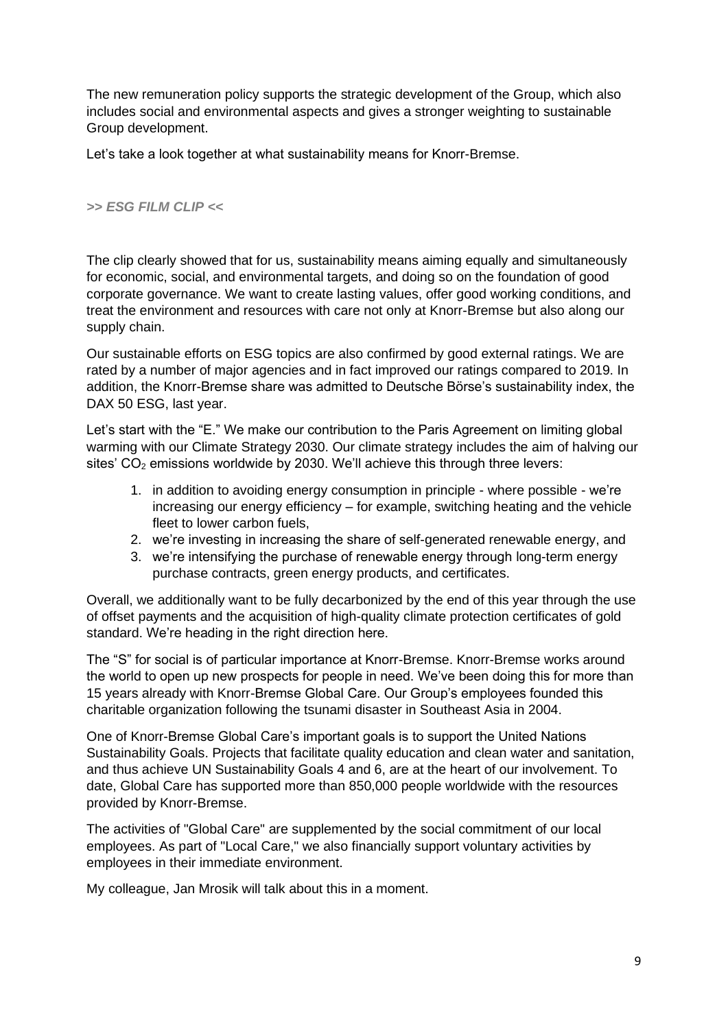The new remuneration policy supports the strategic development of the Group, which also includes social and environmental aspects and gives a stronger weighting to sustainable Group development.

Let's take a look together at what sustainability means for Knorr-Bremse.

***>> ESG FILM CLIP <<***

The clip clearly showed that for us, sustainability means aiming equally and simultaneously for economic, social, and environmental targets, and doing so on the foundation of good corporate governance. We want to create lasting values, offer good working conditions, and treat the environment and resources with care not only at Knorr-Bremse but also along our supply chain.

Our sustainable efforts on ESG topics are also confirmed by good external ratings. We are rated by a number of major agencies and in fact improved our ratings compared to 2019. In addition, the Knorr-Bremse share was admitted to Deutsche Börse's sustainability index, the DAX 50 ESG, last year.

Let's start with the "E." We make our contribution to the Paris Agreement on limiting global warming with our Climate Strategy 2030. Our climate strategy includes the aim of halving our sites' $CO_2$ emissions worldwide by 2030. We'll achieve this through three levers:

1. in addition to avoiding energy consumption in principle - where possible - we're increasing our energy efficiency – for example, switching heating and the vehicle fleet to lower carbon fuels,
2. we're investing in increasing the share of self-generated renewable energy, and
3. we're intensifying the purchase of renewable energy through long-term energy purchase contracts, green energy products, and certificates.

Overall, we additionally want to be fully decarbonized by the end of this year through the use of offset payments and the acquisition of high-quality climate protection certificates of gold standard. We're heading in the right direction here.

The "S" for social is of particular importance at Knorr-Bremse. Knorr-Bremse works around the world to open up new prospects for people in need. We've been doing this for more than 15 years already with Knorr-Bremse Global Care. Our Group's employees founded this charitable organization following the tsunami disaster in Southeast Asia in 2004.

One of Knorr-Bremse Global Care's important goals is to support the United Nations Sustainability Goals. Projects that facilitate quality education and clean water and sanitation, and thus achieve UN Sustainability Goals 4 and 6, are at the heart of our involvement. To date, Global Care has supported more than 850,000 people worldwide with the resources provided by Knorr-Bremse.

The activities of "Global Care" are supplemented by the social commitment of our local employees. As part of "Local Care," we also financially support voluntary activities by employees in their immediate environment.

My colleague, Jan Mrosik will talk about this in a moment.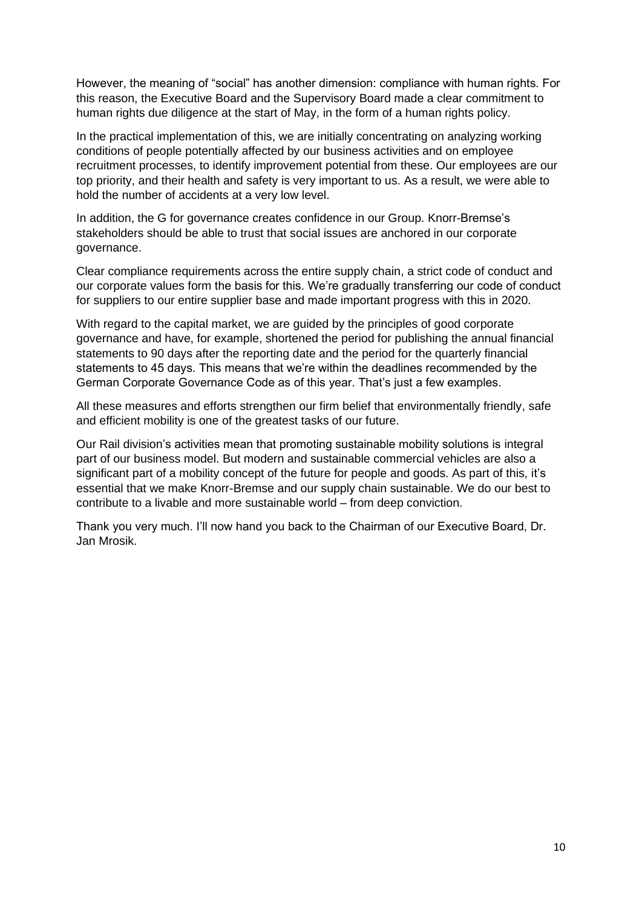However, the meaning of "social" has another dimension: compliance with human rights. For this reason, the Executive Board and the Supervisory Board made a clear commitment to human rights due diligence at the start of May, in the form of a human rights policy.

In the practical implementation of this, we are initially concentrating on analyzing working conditions of people potentially affected by our business activities and on employee recruitment processes, to identify improvement potential from these. Our employees are our top priority, and their health and safety is very important to us. As a result, we were able to hold the number of accidents at a very low level.

In addition, the G for governance creates confidence in our Group. Knorr-Bremse's stakeholders should be able to trust that social issues are anchored in our corporate governance.

Clear compliance requirements across the entire supply chain, a strict code of conduct and our corporate values form the basis for this. We're gradually transferring our code of conduct for suppliers to our entire supplier base and made important progress with this in 2020.

With regard to the capital market, we are guided by the principles of good corporate governance and have, for example, shortened the period for publishing the annual financial statements to 90 days after the reporting date and the period for the quarterly financial statements to 45 days. This means that we're within the deadlines recommended by the German Corporate Governance Code as of this year. That's just a few examples.

All these measures and efforts strengthen our firm belief that environmentally friendly, safe and efficient mobility is one of the greatest tasks of our future.

Our Rail division's activities mean that promoting sustainable mobility solutions is integral part of our business model. But modern and sustainable commercial vehicles are also a significant part of a mobility concept of the future for people and goods. As part of this, it's essential that we make Knorr-Bremse and our supply chain sustainable. We do our best to contribute to a livable and more sustainable world – from deep conviction.

Thank you very much. I'll now hand you back to the Chairman of our Executive Board, Dr. Jan Mrosik.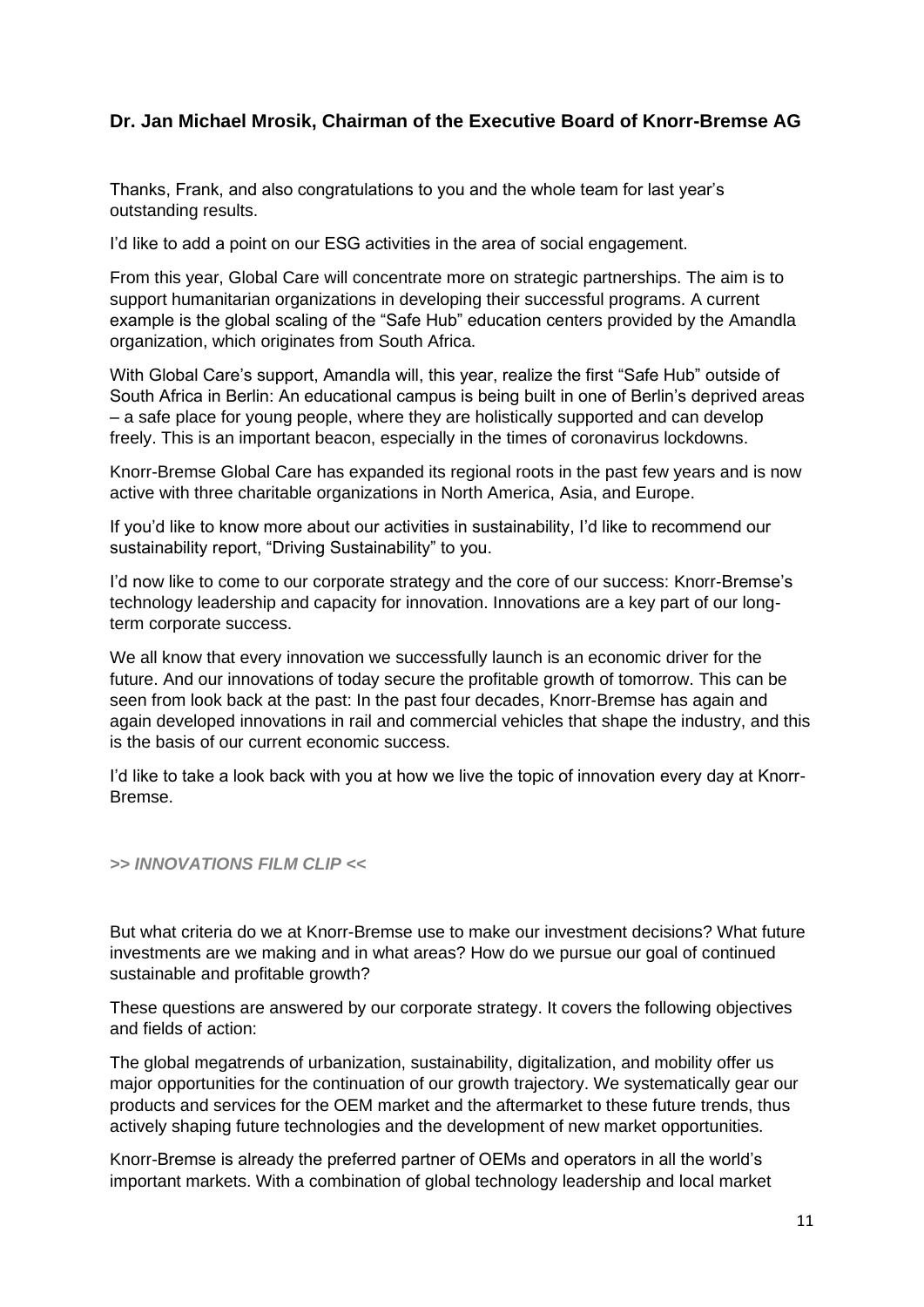**Dr. Jan Michael Mrosik, Chairman of the Executive Board of Knorr-Bremse AG**

Thanks, Frank, and also congratulations to you and the whole team for last year's outstanding results.

I'd like to add a point on our ESG activities in the area of social engagement.

From this year, Global Care will concentrate more on strategic partnerships. The aim is to support humanitarian organizations in developing their successful programs. A current example is the global scaling of the "Safe Hub" education centers provided by the Amandla organization, which originates from South Africa.

With Global Care's support, Amandla will, this year, realize the first "Safe Hub" outside of South Africa in Berlin: An educational campus is being built in one of Berlin's deprived areas – a safe place for young people, where they are holistically supported and can develop freely. This is an important beacon, especially in the times of coronavirus lockdowns.

Knorr-Bremse Global Care has expanded its regional roots in the past few years and is now active with three charitable organizations in North America, Asia, and Europe.

If you'd like to know more about our activities in sustainability, I'd like to recommend our sustainability report, "Driving Sustainability" to you.

I'd now like to come to our corporate strategy and the core of our success: Knorr-Bremse's technology leadership and capacity for innovation. Innovations are a key part of our long-term corporate success.

We all know that every innovation we successfully launch is an economic driver for the future. And our innovations of today secure the profitable growth of tomorrow. This can be seen from look back at the past: In the past four decades, Knorr-Bremse has again and again developed innovations in rail and commercial vehicles that shape the industry, and this is the basis of our current economic success.

I'd like to take a look back with you at how we live the topic of innovation every day at Knorr-Bremse.

***>> INNOVATIONS FILM CLIP <<***

But what criteria do we at Knorr-Bremse use to make our investment decisions? What future investments are we making and in what areas? How do we pursue our goal of continued sustainable and profitable growth?

These questions are answered by our corporate strategy. It covers the following objectives and fields of action:

The global megatrends of urbanization, sustainability, digitalization, and mobility offer us major opportunities for the continuation of our growth trajectory. We systematically gear our products and services for the OEM market and the aftermarket to these future trends, thus actively shaping future technologies and the development of new market opportunities.

Knorr-Bremse is already the preferred partner of OEMs and operators in all the world's important markets. With a combination of global technology leadership and local market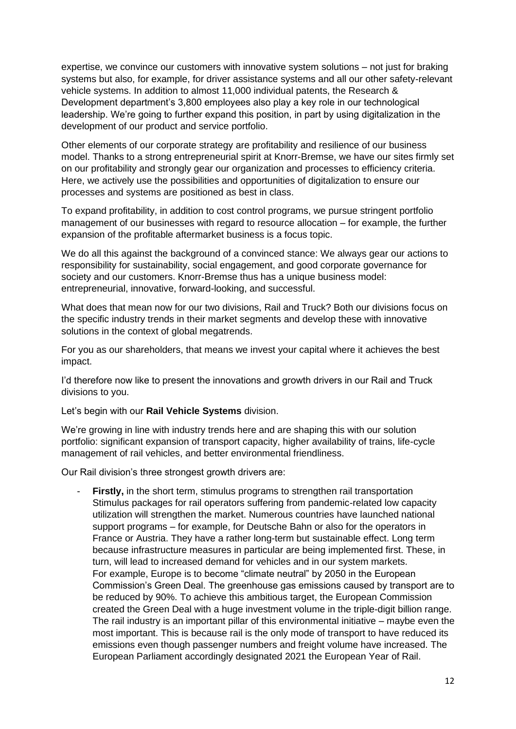expertise, we convince our customers with innovative system solutions – not just for braking systems but also, for example, for driver assistance systems and all our other safety-relevant vehicle systems. In addition to almost 11,000 individual patents, the Research & Development department's 3,800 employees also play a key role in our technological leadership. We're going to further expand this position, in part by using digitalization in the development of our product and service portfolio.

Other elements of our corporate strategy are profitability and resilience of our business model. Thanks to a strong entrepreneurial spirit at Knorr-Bremse, we have our sites firmly set on our profitability and strongly gear our organization and processes to efficiency criteria. Here, we actively use the possibilities and opportunities of digitalization to ensure our processes and systems are positioned as best in class.

To expand profitability, in addition to cost control programs, we pursue stringent portfolio management of our businesses with regard to resource allocation – for example, the further expansion of the profitable aftermarket business is a focus topic.

We do all this against the background of a convinced stance: We always gear our actions to responsibility for sustainability, social engagement, and good corporate governance for society and our customers. Knorr-Bremse thus has a unique business model: entrepreneurial, innovative, forward-looking, and successful.

What does that mean now for our two divisions, Rail and Truck? Both our divisions focus on the specific industry trends in their market segments and develop these with innovative solutions in the context of global megatrends.

For you as our shareholders, that means we invest your capital where it achieves the best impact.

I'd therefore now like to present the innovations and growth drivers in our Rail and Truck divisions to you.

Let's begin with our **Rail Vehicle Systems** division.

We're growing in line with industry trends here and are shaping this with our solution portfolio: significant expansion of transport capacity, higher availability of trains, life-cycle management of rail vehicles, and better environmental friendliness.

Our Rail division's three strongest growth drivers are:

- **Firstly,** in the short term, stimulus programs to strengthen rail transportation
  Stimulus packages for rail operators suffering from pandemic-related low capacity utilization will strengthen the market. Numerous countries have launched national support programs – for example, for Deutsche Bahn or also for the operators in France or Austria. They have a rather long-term but sustainable effect. Long term because infrastructure measures in particular are being implemented first. These, in turn, will lead to increased demand for vehicles and in our system markets.
  For example, Europe is to become "climate neutral" by 2050 in the European Commission's Green Deal. The greenhouse gas emissions caused by transport are to be reduced by 90%. To achieve this ambitious target, the European Commission created the Green Deal with a huge investment volume in the triple-digit billion range. The rail industry is an important pillar of this environmental initiative – maybe even the most important. This is because rail is the only mode of transport to have reduced its emissions even though passenger numbers and freight volume have increased. The European Parliament accordingly designated 2021 the European Year of Rail.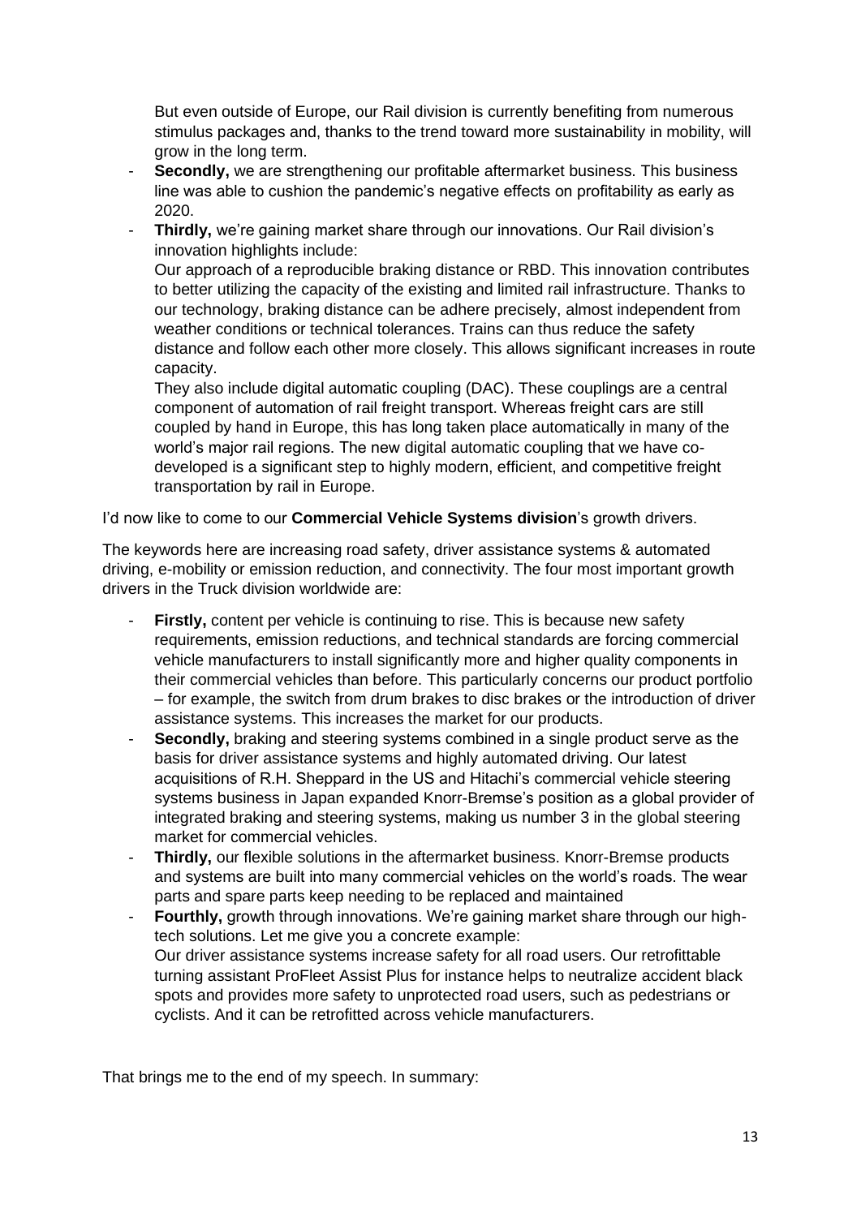But even outside of Europe, our Rail division is currently benefiting from numerous stimulus packages and, thanks to the trend toward more sustainability in mobility, will grow in the long term.

- **Secondly,** we are strengthening our profitable aftermarket business. This business line was able to cushion the pandemic's negative effects on profitability as early as 2020.
- **Thirdly,** we're gaining market share through our innovations. Our Rail division's innovation highlights include:
  Our approach of a reproducible braking distance or RBD. This innovation contributes to better utilizing the capacity of the existing and limited rail infrastructure. Thanks to our technology, braking distance can be adhere precisely, almost independent from weather conditions or technical tolerances. Trains can thus reduce the safety distance and follow each other more closely. This allows significant increases in route capacity.
  They also include digital automatic coupling (DAC). These couplings are a central component of automation of rail freight transport. Whereas freight cars are still coupled by hand in Europe, this has long taken place automatically in many of the world's major rail regions. The new digital automatic coupling that we have co-developed is a significant step to highly modern, efficient, and competitive freight transportation by rail in Europe.

I'd now like to come to our **Commercial Vehicle Systems division**'s growth drivers.

The keywords here are increasing road safety, driver assistance systems & automated driving, e-mobility or emission reduction, and connectivity. The four most important growth drivers in the Truck division worldwide are:

- **Firstly,** content per vehicle is continuing to rise. This is because new safety requirements, emission reductions, and technical standards are forcing commercial vehicle manufacturers to install significantly more and higher quality components in their commercial vehicles than before. This particularly concerns our product portfolio – for example, the switch from drum brakes to disc brakes or the introduction of driver assistance systems. This increases the market for our products.
- **Secondly,** braking and steering systems combined in a single product serve as the basis for driver assistance systems and highly automated driving. Our latest acquisitions of R.H. Sheppard in the US and Hitachi's commercial vehicle steering systems business in Japan expanded Knorr-Bremse's position as a global provider of integrated braking and steering systems, making us number 3 in the global steering market for commercial vehicles.
- **Thirdly,** our flexible solutions in the aftermarket business. Knorr-Bremse products and systems are built into many commercial vehicles on the world's roads. The wear parts and spare parts keep needing to be replaced and maintained
- **Fourthly,** growth through innovations. We're gaining market share through our high-tech solutions. Let me give you a concrete example:
  Our driver assistance systems increase safety for all road users. Our retrofittable turning assistant ProFleet Assist Plus for instance helps to neutralize accident black spots and provides more safety to unprotected road users, such as pedestrians or cyclists. And it can be retrofitted across vehicle manufacturers.

That brings me to the end of my speech. In summary: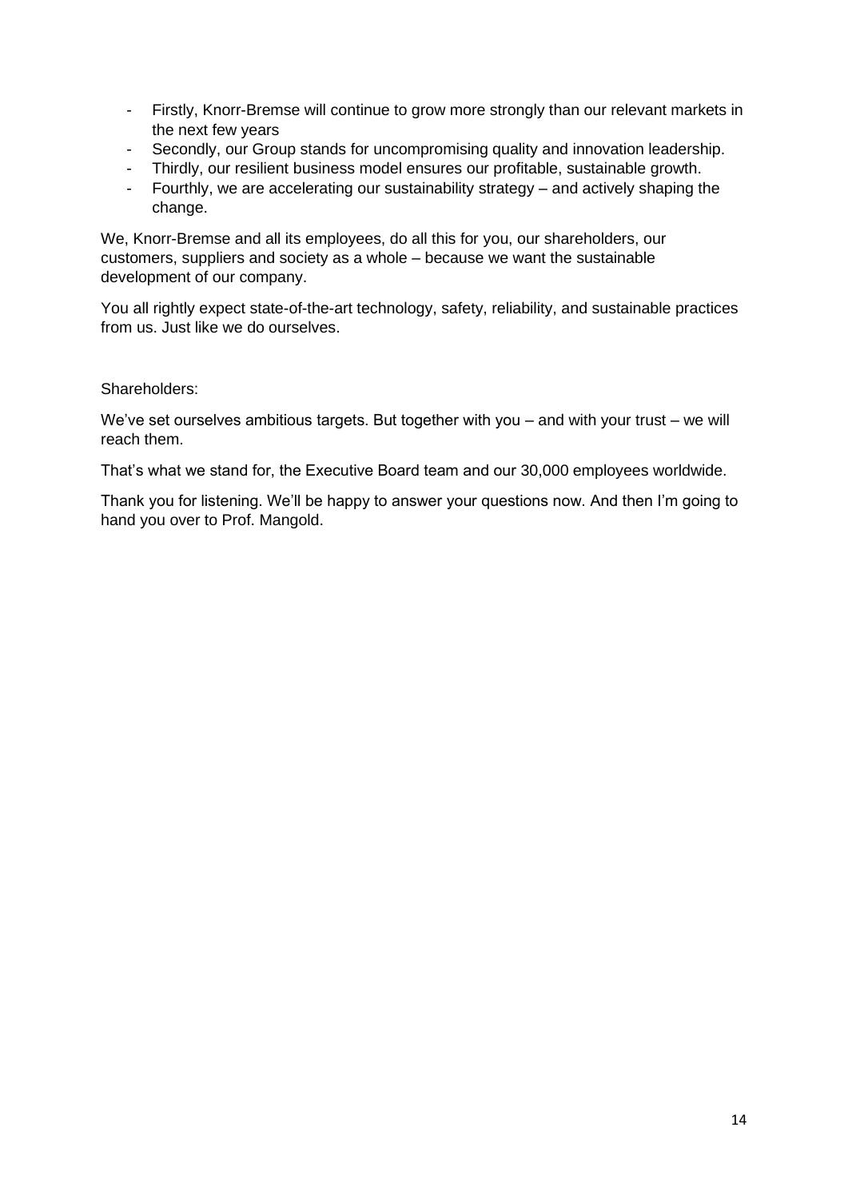- Firstly, Knorr-Bremse will continue to grow more strongly than our relevant markets in the next few years
- Secondly, our Group stands for uncompromising quality and innovation leadership.
- Thirdly, our resilient business model ensures our profitable, sustainable growth.
- Fourthly, we are accelerating our sustainability strategy – and actively shaping the change.

We, Knorr-Bremse and all its employees, do all this for you, our shareholders, our customers, suppliers and society as a whole – because we want the sustainable development of our company.

You all rightly expect state-of-the-art technology, safety, reliability, and sustainable practices from us. Just like we do ourselves.

Shareholders:

We've set ourselves ambitious targets. But together with you – and with your trust – we will reach them.

That's what we stand for, the Executive Board team and our 30,000 employees worldwide.

Thank you for listening. We'll be happy to answer your questions now. And then I'm going to hand you over to Prof. Mangold.